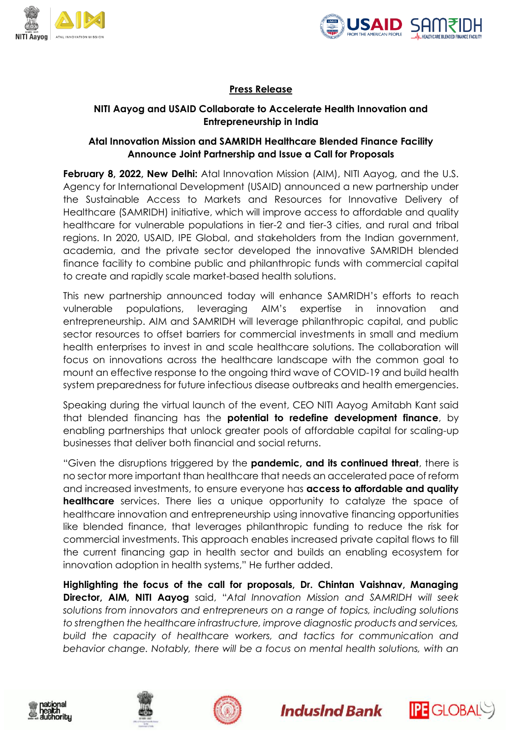**Press Release**

**NITI Aayog and USAID Collaborate to Accelerate Health Innovation and Entrepreneurship in India**

**Atal Innovation Mission and SAMRIDH Healthcare Blended Finance Facility Announce Joint Partnership and Issue a Call for Proposals**

**February 8, 2022, New Delhi:** Atal Innovation Mission (AIM), NITI Aayog, and the U.S. Agency for International Development (USAID) announced a new partnership under the Sustainable Access to Markets and Resources for Innovative Delivery of Healthcare (SAMRIDH) initiative, which will improve access to affordable and quality healthcare for vulnerable populations in tier-2 and tier-3 cities, and rural and tribal regions. In 2020, USAID, IPE Global, and stakeholders from the Indian government, academia, and the private sector developed the innovative SAMRIDH blended finance facility to combine public and philanthropic funds with commercial capital to create and rapidly scale market-based health solutions.

This new partnership announced today will enhance SAMRIDH's efforts to reach vulnerable populations, leveraging AIM's expertise in innovation and entrepreneurship. AIM and SAMRIDH will leverage philanthropic capital, and public sector resources to offset barriers for commercial investments in small and medium health enterprises to invest in and scale healthcare solutions. The collaboration will focus on innovations across the healthcare landscape with the common goal to mount an effective response to the ongoing third wave of COVID-19 and build health system preparedness for future infectious disease outbreaks and health emergencies.

Speaking during the virtual launch of the event, CEO NITI Aayog Amitabh Kant said that blended financing has the **potential to redefine development finance**, by enabling partnerships that unlock greater pools of affordable capital for scaling-up businesses that deliver both financial and social returns.

"Given the disruptions triggered by the **pandemic, and its continued threat**, there is no sector more important than healthcare that needs an accelerated pace of reform and increased investments, to ensure everyone has **access to affordable and quality healthcare** services. There lies a unique opportunity to catalyze the space of healthcare innovation and entrepreneurship using innovative financing opportunities like blended finance, that leverages philanthropic funding to reduce the risk for commercial investments. This approach enables increased private capital flows to fill the current financing gap in health sector and builds an enabling ecosystem for innovation adoption in health systems," He further added.

**Highlighting the focus of the call for proposals, Dr. Chintan Vaishnav, Managing Director, AIM, NITI Aayog** said, "*Atal Innovation Mission and SAMRIDH will seek solutions from innovators and entrepreneurs on a range of topics, including solutions to strengthen the healthcare infrastructure, improve diagnostic products and services, build the capacity of healthcare workers, and tactics for communication and behavior change. Notably, there will be a focus on mental health solutions, with an*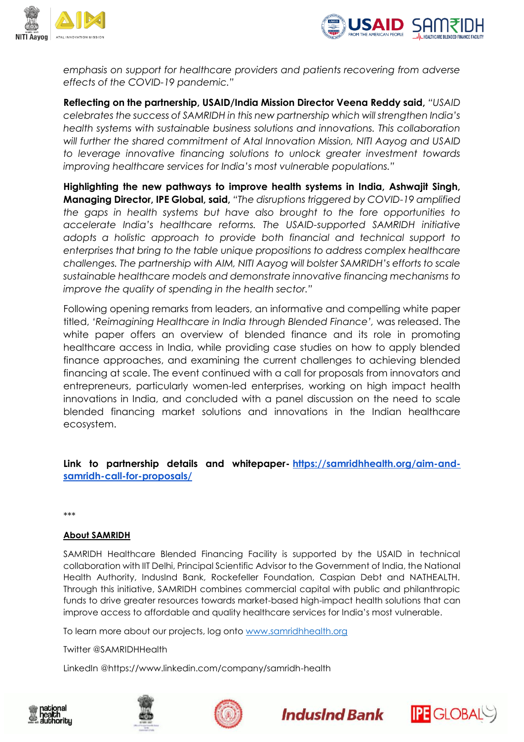*emphasis on support for healthcare providers and patients recovering from adverse effects of the COVID-19 pandemic."*

**Reflecting on the partnership, USAID/India Mission Director Veena Reddy said,** *"USAID celebrates the success of SAMRIDH in this new partnership which will strengthen India's health systems with sustainable business solutions and innovations. This collaboration will further the shared commitment of Atal Innovation Mission, NITI Aayog and USAID to leverage innovative financing solutions to unlock greater investment towards improving healthcare services for India's most vulnerable populations."*

**Highlighting the new pathways to improve health systems in India, Ashwajit Singh, Managing Director, IPE Global, said,** *"The disruptions triggered by COVID-19 amplified the gaps in health systems but have also brought to the fore opportunities to accelerate India's healthcare reforms. The USAID-supported SAMRIDH initiative adopts a holistic approach to provide both financial and technical support to enterprises that bring to the table unique propositions to address complex healthcare challenges. The partnership with AIM, NITI Aayog will bolster SAMRIDH's efforts to scale sustainable healthcare models and demonstrate innovative financing mechanisms to improve the quality of spending in the health sector."*

Following opening remarks from leaders, an informative and compelling white paper titled, '*Reimagining Healthcare in India through Blended Finance*', was released. The white paper offers an overview of blended finance and its role in promoting healthcare access in India, while providing case studies on how to apply blended finance approaches, and examining the current challenges to achieving blended financing at scale. The event continued with a call for proposals from innovators and entrepreneurs, particularly women-led enterprises, working on high impact health innovations in India, and concluded with a panel discussion on the need to scale blended financing market solutions and innovations in the Indian healthcare ecosystem.

**Link to partnership details and whitepaper-** [https://samridhhealth.org/aim-and-samridh-call-for-proposals/](https://samridhhealth.org/aim-and-samridh-call-for-proposals/)

***

**About SAMRIDH**

SAMRIDH Healthcare Blended Financing Facility is supported by the USAID in technical collaboration with IIT Delhi, Principal Scientific Advisor to the Government of India, the National Health Authority, IndusInd Bank, Rockefeller Foundation, Caspian Debt and NATHEALTH. Through this initiative, SAMRIDH combines commercial capital with public and philanthropic funds to drive greater resources towards market-based high-impact health solutions that can improve access to affordable and quality healthcare services for India's most vulnerable.

To learn more about our projects, log onto [www.samridhhealth.org](http://www.samridhhealth.org)

Twitter @SAMRIDHHealth

LinkedIn @https://www.linkedin.com/company/samridh-health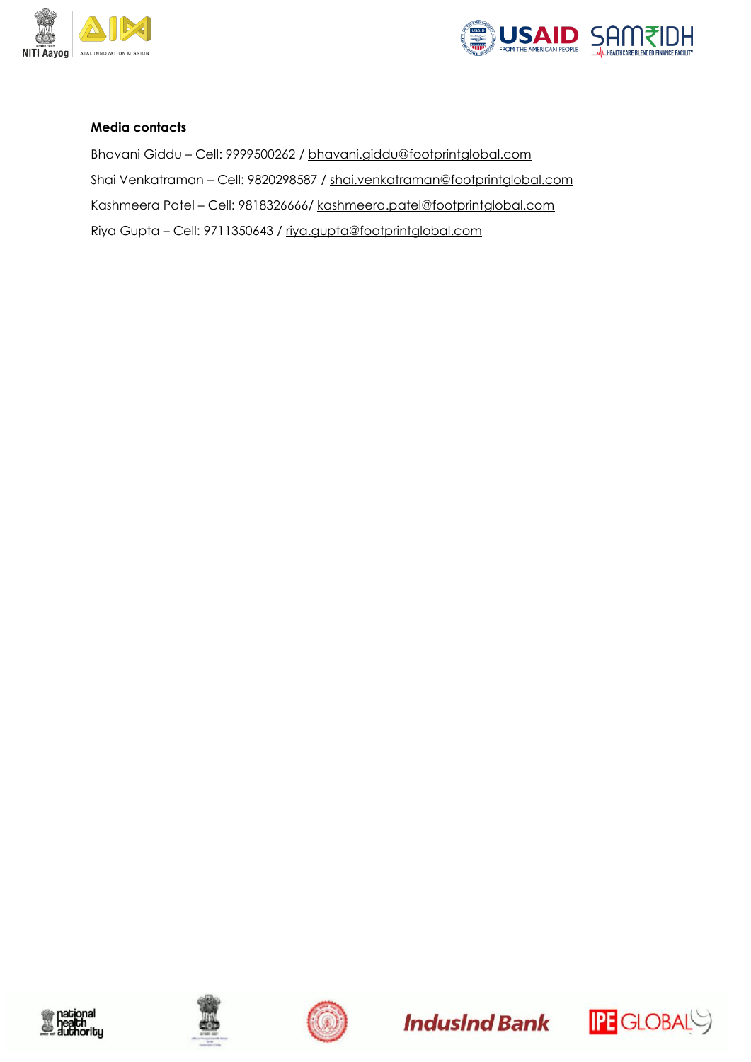**Media contacts**

Bhavani Giddu – Cell: 9999500262 / bhavani.giddu@footprintglobal.com

Shai Venkatraman – Cell: 9820298587 / shai.venkatraman@footprintglobal.com

Kashmeera Patel – Cell: 9818326666/ kashmeera.patel@footprintglobal.com

Riya Gupta – Cell: 9711350643 / riya.gupta@footprintglobal.com